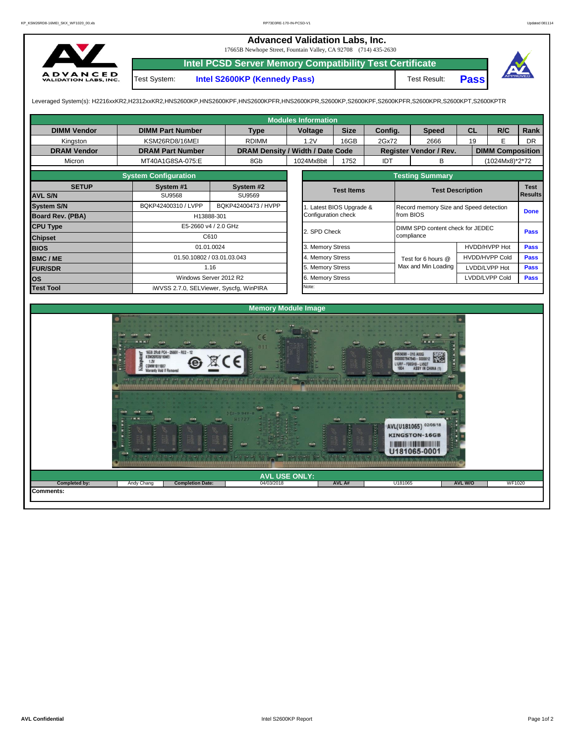# Advanced Validation Labs, Inc.

17665B Newhope Street, Fountain Valley, CA 92708 (714) 435-2630

## Intel PCSD Server Memory Compatibility Test Certificate

Test System: **Intel S2600KP (Kennedy Pass)** Test Result: **Pass**

Leveraged System(s): H2216xxKR2,H2312xxKR2,HNS2600KP,HNS2600KPF,HNS2600KPFR,HNS2600KPR,S2600KP,S2600KPF,S2600KPFR,S2600KPR,S2600KPT,S2600KPTR

### Modules Information

| DIMM Vendor | DIMM Part Number | Type | Voltage | Size | Config. | Speed | CL | R/C | Rank |
|---|---|---|---|---|---|---|---|---|---|
| Kingston | KSM26RD8/16MEI | RDIMM | 1.2V | 16GB | 2Gx72 | 2666 | 19 | E | DR |
| **DRAM Vendor** | **DRAM Part Number** | **DRAM Density / Width / Date Code** | | | **Register Vendor / Rev.** | | **DIMM Composition** | | |
| Micron | MT40A1G8SA-075:E | 8Gb | 1024Mx8bit | 1752 | IDT | B | (1024Mx8)*2*72 | | |

### System Configuration

| SETUP | System #1 | System #2 |
|---|---|---|
| AVL S/N | SU9568 | SU9569 |
| System S/N | BQKP42400310 / LVPP | BQKP42400473 / HVPP |
| Board Rev. (PBA) | H13888-301 | |
| CPU Type | E5-2660 v4 / 2.0 GHz | |
| Chipset | C610 | |
| BIOS | 01.01.0024 | |
| BMC / ME | 01.50.10802 / 03.01.03.043 | |
| FUR/SDR | 1.16 | |
| OS | Windows Server 2012 R2 | |
| Test Tool | iWVSS 2.7.0, SELViewer, Syscfg, WinPIRA | |

### Testing Summary

| Test Items | Test Description | | Test Results |
|---|---|---|---|
| 1. Latest BIOS Upgrade & Configuration check | Record memory Size and Speed detection from BIOS | | Done |
| 2. SPD Check | DIMM SPD content check for JEDEC compliance | | Pass |
| 3. Memory Stress | Test for 6 hours @ Max and Min Loading | HVDD/HVPP Hot | Pass |
| 4. Memory Stress | | HVDD/HVPP Cold | Pass |
| 5. Memory Stress | | LVDD/LVPP Hot | Pass |
| 6. Memory Stress | | LVDD/LVPP Cold | Pass |

Note:

### Memory Module Image

### AVL USE ONLY:

| Completed by: | Andy Chang | Completion Date: | 04/03/2018 | AVL A# | U181065 | AVL W/O | WF1020 |
|---|---|---|---|---|---|---|---|

**Comments:**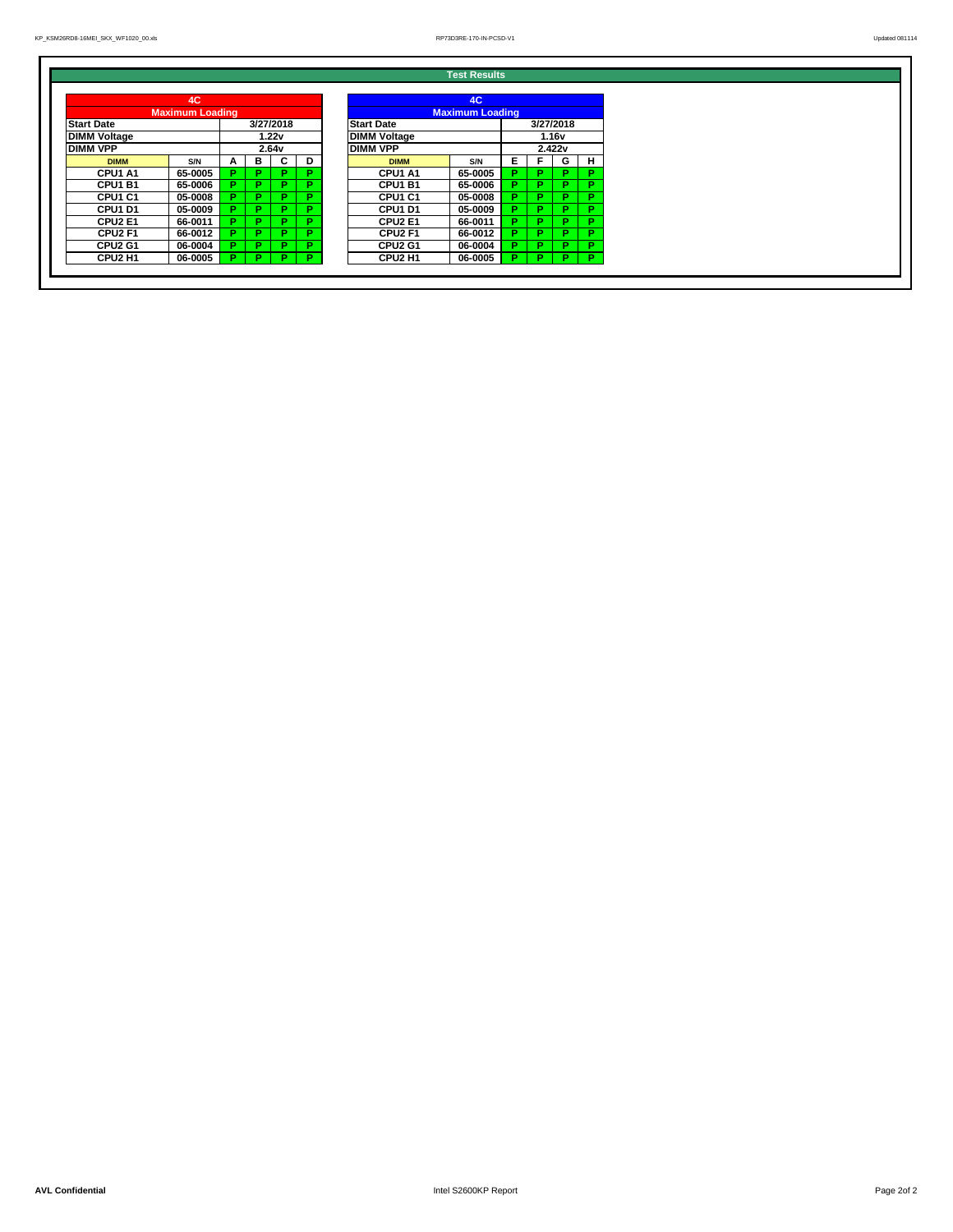## Test Results

| 4C Maximum Loading | | | | | |
|---|---|---|---|---|---|
| Start Date | | 3/27/2018 | | | |
| DIMM Voltage | | 1.22v | | | |
| DIMM VPP | | 2.64v | | | |
| DIMM | S/N | A | B | C | D |
| CPU1 A1 | 65-0005 | P | P | P | P |
| CPU1 B1 | 65-0006 | P | P | P | P |
| CPU1 C1 | 05-0008 | P | P | P | P |
| CPU1 D1 | 05-0009 | P | P | P | P |
| CPU2 E1 | 66-0011 | P | P | P | P |
| CPU2 F1 | 66-0012 | P | P | P | P |
| CPU2 G1 | 06-0004 | P | P | P | P |
| CPU2 H1 | 06-0005 | P | P | P | P |

| 4C Maximum Loading | | | | | |
|---|---|---|---|---|---|
| Start Date | | 3/27/2018 | | | |
| DIMM Voltage | | 1.16v | | | |
| DIMM VPP | | 2.422v | | | |
| DIMM | S/N | E | F | G | H |
| CPU1 A1 | 65-0005 | P | P | P | P |
| CPU1 B1 | 65-0006 | P | P | P | P |
| CPU1 C1 | 05-0008 | P | P | P | P |
| CPU1 D1 | 05-0009 | P | P | P | P |
| CPU2 E1 | 66-0011 | P | P | P | P |
| CPU2 F1 | 66-0012 | P | P | P | P |
| CPU2 G1 | 06-0004 | P | P | P | P |
| CPU2 H1 | 06-0005 | P | P | P | P |